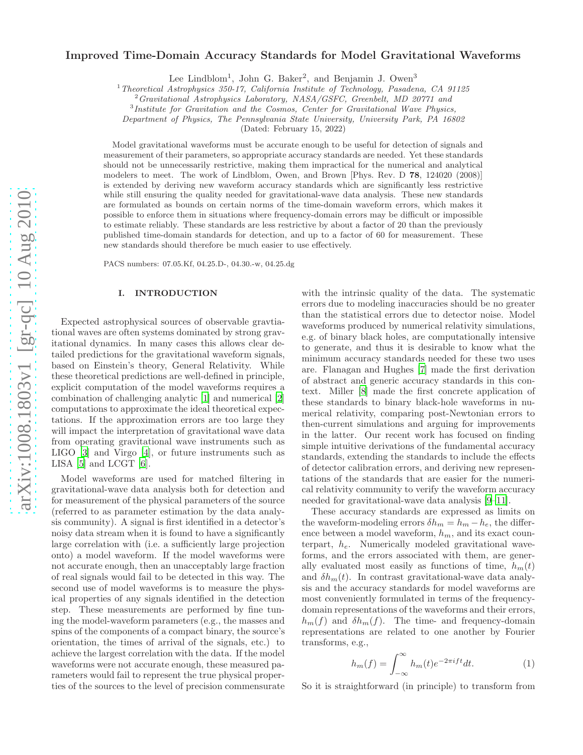# Improved Time-Domain Accuracy Standards for Model Gravitational Waveforms

Lee Lindblom[1], John G. Baker[2], and Benjamin J. Owen[3]

[1] *Theoretical Astrophysics 350-17, California Institute of Technology, Pasadena, CA 91125*
[2] *Gravitational Astrophysics Laboratory, NASA/GSFC, Greenbelt, MD 20771 and*
[3] *Institute for Gravitation and the Cosmos, Center for Gravitational Wave Physics, Department of Physics, The Pennsylvania State University, University Park, PA 16802*

(Dated: February 15, 2022)

Model gravitational waveforms must be accurate enough to be useful for detection of signals and measurement of their parameters, so appropriate accuracy standards are needed. Yet these standards should not be unnecessarily restrictive, making them impractical for the numerical and analytical modelers to meet. The work of Lindblom, Owen, and Brown [Phys. Rev. D **78**, 124020 (2008)] is extended by deriving new waveform accuracy standards which are significantly less restrictive while still ensuring the quality needed for gravitational-wave data analysis. These new standards are formulated as bounds on certain norms of the time-domain waveform errors, which makes it possible to enforce them in situations where frequency-domain errors may be difficult or impossible to estimate reliably. These standards are less restrictive by about a factor of 20 than the previously published time-domain standards for detection, and up to a factor of 60 for measurement. These new standards should therefore be much easier to use effectively.

PACS numbers: 07.05.Kf, 04.25.D-, 04.30.-w, 04.25.dg

## I. INTRODUCTION

Expected astrophysical sources of observable gravtiational waves are often systems dominated by strong gravitational dynamics. In many cases this allows clear detailed predictions for the gravitational waveform signals, based on Einstein's theory, General Relativity. While these theoretical predictions are well-defined in principle, explicit computation of the model waveforms requires a combination of challenging analytic [1] and numerical [2] computations to approximate the ideal theoretical expectations. If the approximation errors are too large they will impact the interpretation of gravitational wave data from operating gravitational wave instruments such as LIGO [3] and Virgo [4], or future instruments such as LISA [5] and LCGT [6].

Model waveforms are used for matched filtering in gravitational-wave data analysis both for detection and for measurement of the physical parameters of the source (referred to as parameter estimation by the data analysis community). A signal is first identified in a detector's noisy data stream when it is found to have a significantly large correlation with (i.e. a sufficiently large projection onto) a model waveform. If the model waveforms were not accurate enough, then an unacceptably large fraction of real signals would fail to be detected in this way. The second use of model waveforms is to measure the physical properties of any signals identified in the detection step. These measurements are performed by fine tuning the model-waveform parameters (e.g., the masses and spins of the components of a compact binary, the source's orientation, the times of arrival of the signals, etc.) to achieve the largest correlation with the data. If the model waveforms were not accurate enough, these measured parameters would fail to represent the true physical properties of the sources to the level of precision commensurate with the intrinsic quality of the data. The systematic errors due to modeling inaccuracies should be no greater than the statistical errors due to detector noise. Model waveforms produced by numerical relativity simulations, e.g. of binary black holes, are computationally intensive to generate, and thus it is desirable to know what the minimum accuracy standards needed for these two uses are. Flanagan and Hughes [7] made the first derivation of abstract and generic accuracy standards in this context. Miller [8] made the first concrete application of these standards to binary black-hole waveforms in numerical relativity, comparing post-Newtonian errors to then-current simulations and arguing for improvements in the latter. Our recent work has focused on finding simple intuitive derivations of the fundamental accuracy standards, extending the standards to include the effects of detector calibration errors, and deriving new representations of the standards that are easier for the numerical relativity community to verify the waveform accuracy needed for gravitational-wave data analysis [9–11].

These accuracy standards are expressed as limits on the waveform-modeling errors $\delta h_m = h_m - h_e$, the difference between a model waveform, $h_m$, and its exact counterpart, $h_e$. Numerically modeled gravitational waveforms, and the errors associated with them, are generally evaluated most easily as functions of time, $h_m(t)$ and $\delta h_m(t)$. In contrast gravitational-wave data analysis and the accuracy standards for model waveforms are most conveniently formulated in terms of the frequency-domain representations of the waveforms and their errors, $h_m(f)$ and $\delta h_m(f)$. The time- and frequency-domain representations are related to one another by Fourier transforms, e.g.,

$$h_m(f) = \int_{-\infty}^{\infty} h_m(t) e^{-2\pi i f t} dt. \tag{1}$$

So it is straightforward (in principle) to transform from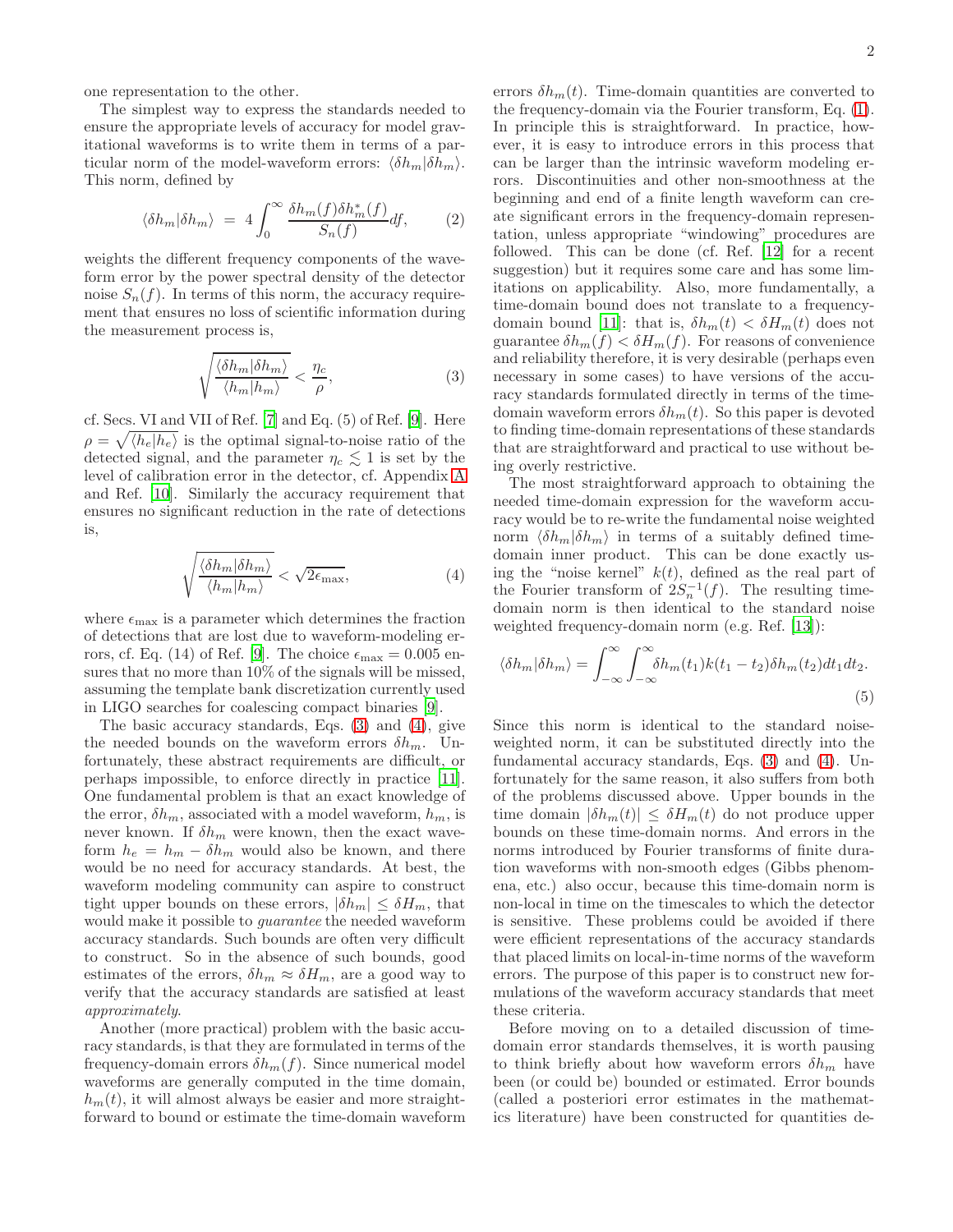one representation to the other.

The simplest way to express the standards needed to ensure the appropriate levels of accuracy for model gravitational waveforms is to write them in terms of a particular norm of the model-waveform errors: $\langle\delta h_m|\delta h_m\rangle$. This norm, defined by

$$\langle\delta h_m|\delta h_m\rangle \;=\; 4\int_0^\infty \frac{\delta h_m(f)\delta h_m^*(f)}{S_n(f)}df, \qquad (2)$$

weights the different frequency components of the waveform error by the power spectral density of the detector noise $S_n(f)$. In terms of this norm, the accuracy requirement that ensures no loss of scientific information during the measurement process is,

$$\sqrt{\frac{\langle\delta h_m|\delta h_m\rangle}{\langle h_m|h_m\rangle}} < \frac{\eta_c}{\rho}, \qquad (3)$$

cf. Secs. VI and VII of Ref. [7] and Eq. (5) of Ref. [9]. Here $\rho = \sqrt{\langle h_e|h_e\rangle}$ is the optimal signal-to-noise ratio of the detected signal, and the parameter $\eta_c \lesssim 1$ is set by the level of calibration error in the detector, cf. Appendix A and Ref. [10]. Similarly the accuracy requirement that ensures no significant reduction in the rate of detections is,

$$\sqrt{\frac{\langle\delta h_m|\delta h_m\rangle}{\langle h_m|h_m\rangle}} < \sqrt{2\epsilon_{\max}}, \qquad (4)$$

where $\epsilon_{\max}$ is a parameter which determines the fraction of detections that are lost due to waveform-modeling errors, cf. Eq. (14) of Ref. [9]. The choice $\epsilon_{\max} = 0.005$ ensures that no more than 10% of the signals will be missed, assuming the template bank discretization currently used in LIGO searches for coalescing compact binaries [9].

The basic accuracy standards, Eqs. (3) and (4), give the needed bounds on the waveform errors $\delta h_m$. Unfortunately, these abstract requirements are difficult, or perhaps impossible, to enforce directly in practice [11]. One fundamental problem is that an exact knowledge of the error, $\delta h_m$, associated with a model waveform, $h_m$, is never known. If $\delta h_m$ were known, then the exact waveform $h_e = h_m - \delta h_m$ would also be known, and there would be no need for accuracy standards. At best, the waveform modeling community can aspire to construct tight upper bounds on these errors, $|\delta h_m| \leq \delta H_m$, that would make it possible to *guarantee* the needed waveform accuracy standards. Such bounds are often very difficult to construct. So in the absence of such bounds, good estimates of the errors, $\delta h_m \approx \delta H_m$, are a good way to verify that the accuracy standards are satisfied at least *approximately*.

Another (more practical) problem with the basic accuracy standards, is that they are formulated in terms of the frequency-domain errors $\delta h_m(f)$. Since numerical model waveforms are generally computed in the time domain, $h_m(t)$, it will almost always be easier and more straightforward to bound or estimate the time-domain waveform errors $\delta h_m(t)$. Time-domain quantities are converted to the frequency-domain via the Fourier transform, Eq. (1). In principle this is straightforward. In practice, however, it is easy to introduce errors in this process that can be larger than the intrinsic waveform modeling errors. Discontinuities and other non-smoothness at the beginning and end of a finite length waveform can create significant errors in the frequency-domain representation, unless appropriate "windowing" procedures are followed. This can be done (cf. Ref. [12] for a recent suggestion) but it requires some care and has some limitations on applicability. Also, more fundamentally, a time-domain bound does not translate to a frequency-domain bound [11]: that is, $\delta h_m(t) < \delta H_m(t)$ does not guarantee $\delta h_m(f) < \delta H_m(f)$. For reasons of convenience and reliability therefore, it is very desirable (perhaps even necessary in some cases) to have versions of the accuracy standards formulated directly in terms of the time-domain waveform errors $\delta h_m(t)$. So this paper is devoted to finding time-domain representations of these standards that are straightforward and practical to use without being overly restrictive.

The most straightforward approach to obtaining the needed time-domain expression for the waveform accuracy would be to re-write the fundamental noise weighted norm $\langle\delta h_m|\delta h_m\rangle$ in terms of a suitably defined time-domain inner product. This can be done exactly using the "noise kernel" $k(t)$, defined as the real part of the Fourier transform of $2S_n^{-1}(f)$. The resulting time-domain norm is then identical to the standard noise weighted frequency-domain norm (e.g. Ref. [13]):

$$\langle\delta h_m|\delta h_m\rangle = \int_{-\infty}^{\infty}\int_{-\infty}^{\infty}\delta h_m(t_1)k(t_1-t_2)\delta h_m(t_2)dt_1dt_2. \qquad (5)$$

Since this norm is identical to the standard noise-weighted norm, it can be substituted directly into the fundamental accuracy standards, Eqs. (3) and (4). Unfortunately for the same reason, it also suffers from both of the problems discussed above. Upper bounds in the time domain $|\delta h_m(t)| \leq \delta H_m(t)$ do not produce upper bounds on these time-domain norms. And errors in the norms introduced by Fourier transforms of finite duration waveforms with non-smooth edges (Gibbs phenomena, etc.) also occur, because this time-domain norm is non-local in time on the timescales to which the detector is sensitive. These problems could be avoided if there were efficient representations of the accuracy standards that placed limits on local-in-time norms of the waveform errors. The purpose of this paper is to construct new formulations of the waveform accuracy standards that meet these criteria.

Before moving on to a detailed discussion of time-domain error standards themselves, it is worth pausing to think briefly about how waveform errors $\delta h_m$ have been (or could be) bounded or estimated. Error bounds (called a posteriori error estimates in the mathematics literature) have been constructed for quantities de-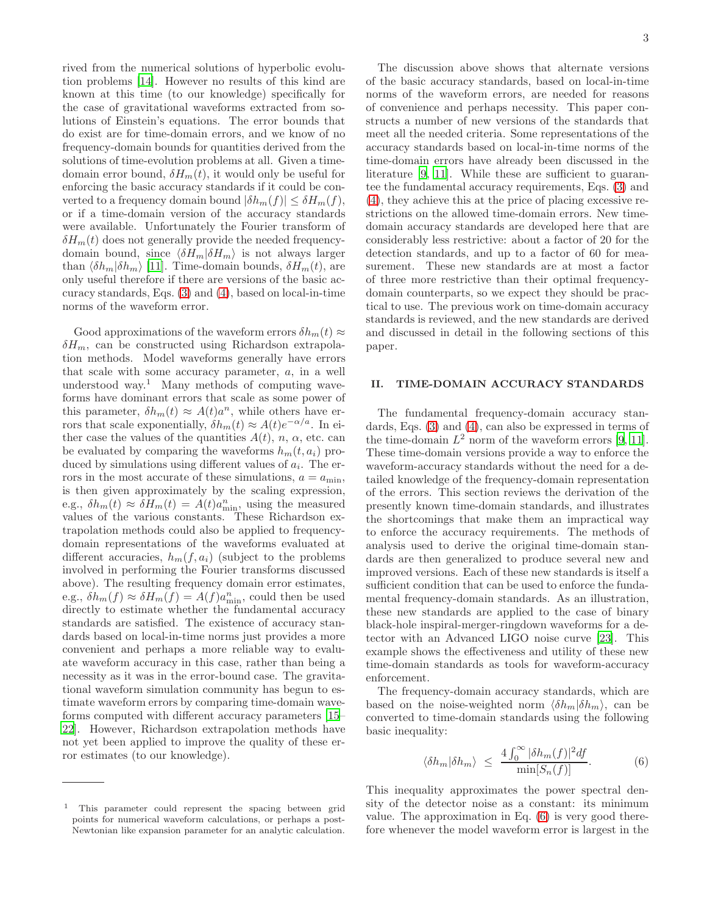rived from the numerical solutions of hyperbolic evolution problems [14]. However no results of this kind are known at this time (to our knowledge) specifically for the case of gravitational waveforms extracted from solutions of Einstein's equations. The error bounds that do exist are for time-domain errors, and we know of no frequency-domain bounds for quantities derived from the solutions of time-evolution problems at all. Given a time-domain error bound, $\delta H_m(t)$, it would only be useful for enforcing the basic accuracy standards if it could be converted to a frequency domain bound $|\delta h_m(f)| \leq \delta H_m(f)$, or if a time-domain version of the accuracy standards were available. Unfortunately the Fourier transform of $\delta H_m(t)$ does not generally provide the needed frequency-domain bound, since $\langle \delta H_m | \delta H_m \rangle$ is not always larger than $\langle \delta h_m | \delta h_m \rangle$ [11]. Time-domain bounds, $\delta H_m(t)$, are only useful therefore if there are versions of the basic accuracy standards, Eqs. (3) and (4), based on local-in-time norms of the waveform error.

Good approximations of the waveform errors $\delta h_m(t) \approx \delta H_m$, can be constructed using Richardson extrapolation methods. Model waveforms generally have errors that scale with some accuracy parameter, $a$, in a well understood way.[1] Many methods of computing waveforms have dominant errors that scale as some power of this parameter, $\delta h_m(t) \approx A(t) a^n$, while others have errors that scale exponentially, $\delta h_m(t) \approx A(t) e^{-\alpha/a}$. In either case the values of the quantities $A(t)$, $n$, $\alpha$, etc. can be evaluated by comparing the waveforms $h_m(t, a_i)$ produced by simulations using different values of $a_i$. The errors in the most accurate of these simulations, $a = a_{\min}$, is then given approximately by the scaling expression, e.g., $\delta h_m(t) \approx \delta H_m(t) = A(t) a^n_{\min}$, using the measured values of the various constants. These Richardson extrapolation methods could also be applied to frequency-domain representations of the waveforms evaluated at different accuracies, $h_m(f, a_i)$ (subject to the problems involved in performing the Fourier transforms discussed above). The resulting frequency domain error estimates, e.g., $\delta h_m(f) \approx \delta H_m(f) = A(f) a^n_{\min}$, could then be used directly to estimate whether the fundamental accuracy standards are satisfied. The existence of accuracy standards based on local-in-time norms just provides a more convenient and perhaps a more reliable way to evaluate waveform accuracy in this case, rather than being a necessity as it was in the error-bound case. The gravitational waveform simulation community has begun to estimate waveform errors by comparing time-domain waveforms computed with different accuracy parameters [15–22]. However, Richardson extrapolation methods have not yet been applied to improve the quality of these error estimates (to our knowledge).

[1] This parameter could represent the spacing between grid points for numerical waveform calculations, or perhaps a post-Newtonian like expansion parameter for an analytic calculation.

The discussion above shows that alternate versions of the basic accuracy standards, based on local-in-time norms of the waveform errors, are needed for reasons of convenience and perhaps necessity. This paper constructs a number of new versions of the standards that meet all the needed criteria. Some representations of the accuracy standards based on local-in-time norms of the time-domain errors have already been discussed in the literature [9, 11]. While these are sufficient to guarantee the fundamental accuracy requirements, Eqs. (3) and (4), they achieve this at the price of placing excessive restrictions on the allowed time-domain errors. New time-domain accuracy standards are developed here that are considerably less restrictive: about a factor of 20 for the detection standards, and up to a factor of 60 for measurement. These new standards are at most a factor of three more restrictive than their optimal frequency-domain counterparts, so we expect they should be practical to use. The previous work on time-domain accuracy standards is reviewed, and the new standards are derived and discussed in detail in the following sections of this paper.

## II. TIME-DOMAIN ACCURACY STANDARDS

The fundamental frequency-domain accuracy standards, Eqs. (3) and (4), can also be expressed in terms of the time-domain $L^2$ norm of the waveform errors [9, 11]. These time-domain versions provide a way to enforce the waveform-accuracy standards without the need for a detailed knowledge of the frequency-domain representation of the errors. This section reviews the derivation of the presently known time-domain standards, and illustrates the shortcomings that make them an impractical way to enforce the accuracy requirements. The methods of analysis used to derive the original time-domain standards are then generalized to produce several new and improved versions. Each of these new standards is itself a sufficient condition that can be used to enforce the fundamental frequency-domain standards. As an illustration, these new standards are applied to the case of binary black-hole inspiral-merger-ringdown waveforms for a detector with an Advanced LIGO noise curve [23]. This example shows the effectiveness and utility of these new time-domain standards as tools for waveform-accuracy enforcement.

The frequency-domain accuracy standards, which are based on the noise-weighted norm $\langle \delta h_m | \delta h_m \rangle$, can be converted to time-domain standards using the following basic inequality:

$$\langle \delta h_m | \delta h_m \rangle \;\leq\; \frac{4 \int_0^\infty |\delta h_m(f)|^2 df}{\min[S_n(f)]}. \tag{6}$$

This inequality approximates the power spectral density of the detector noise as a constant: its minimum value. The approximation in Eq. (6) is very good therefore whenever the model waveform error is largest in the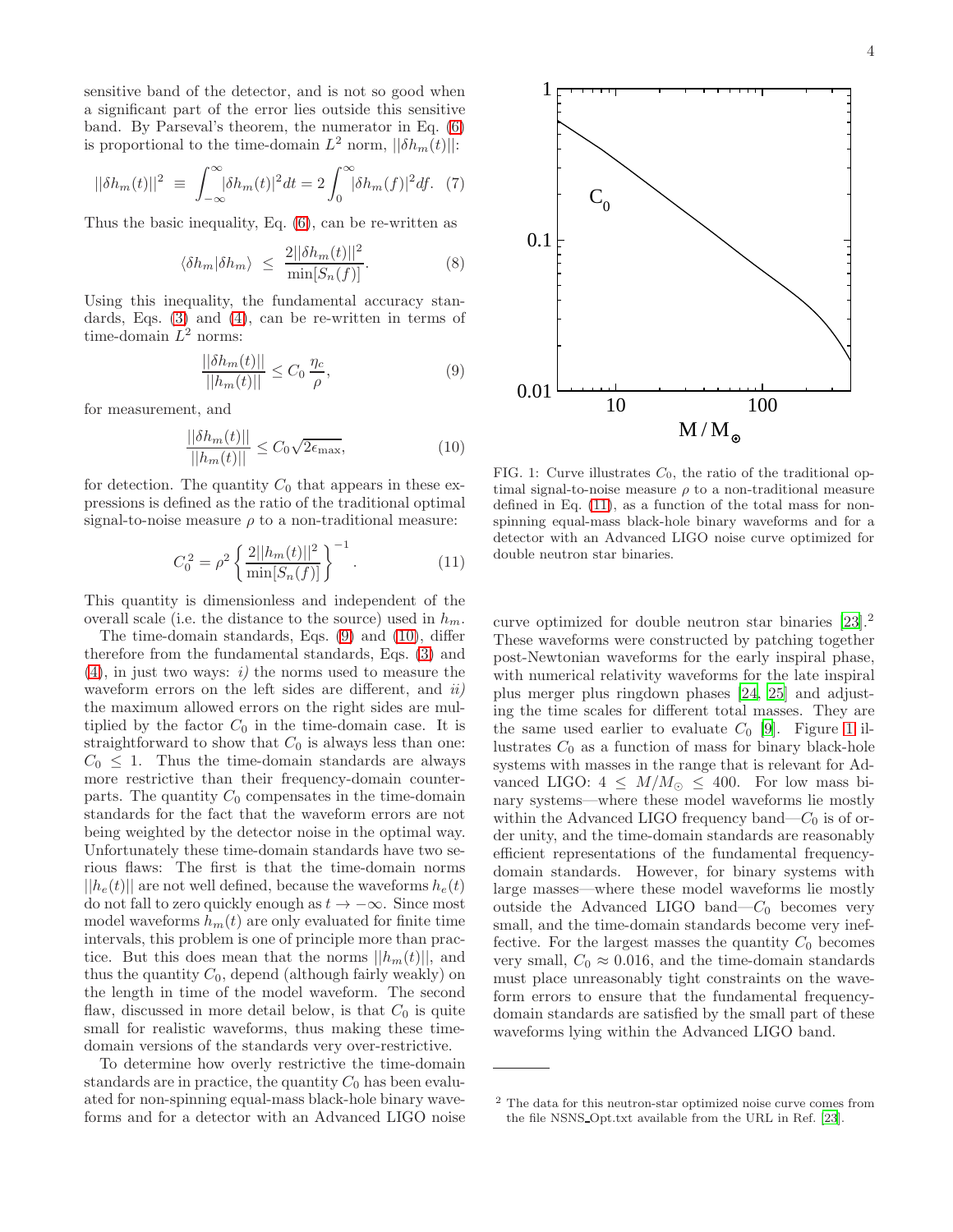sensitive band of the detector, and is not so good when a significant part of the error lies outside this sensitive band. By Parseval's theorem, the numerator in Eq. (6) is proportional to the time-domain $L^2$ norm, $||\delta h_m(t)||$:

$$||\delta h_m(t)||^2 \equiv \int_{-\infty}^{\infty} |\delta h_m(t)|^2 dt = 2\int_0^{\infty} |\delta h_m(f)|^2 df. \quad (7)$$

Thus the basic inequality, Eq. (6), can be re-written as

$$\langle \delta h_m | \delta h_m \rangle \leq \frac{2||\delta h_m(t)||^2}{\min[S_n(f)]}. \quad (8)$$

Using this inequality, the fundamental accuracy standards, Eqs. (3) and (4), can be re-written in terms of time-domain $L^2$ norms:

$$\frac{||\delta h_m(t)||}{||h_m(t)||} \leq C_0 \frac{\eta_c}{\rho}, \quad (9)$$

for measurement, and

$$\frac{||\delta h_m(t)||}{||h_m(t)||} \leq C_0 \sqrt{2\epsilon_{\max}}, \quad (10)$$

for detection. The quantity $C_0$ that appears in these expressions is defined as the ratio of the traditional optimal signal-to-noise measure $\rho$ to a non-traditional measure:

$$C_0^2 = \rho^2 \left\{ \frac{2||h_m(t)||^2}{\min[S_n(f)]} \right\}^{-1}. \quad (11)$$

This quantity is dimensionless and independent of the overall scale (i.e. the distance to the source) used in $h_m$.

The time-domain standards, Eqs. (9) and (10), differ therefore from the fundamental standards, Eqs. (3) and (4), in just two ways: *i)* the norms used to measure the waveform errors on the left sides are different, and *ii)* the maximum allowed errors on the right sides are multiplied by the factor $C_0$ in the time-domain case. It is straightforward to show that $C_0$ is always less than one: $C_0 \leq 1$. Thus the time-domain standards are always more restrictive than their frequency-domain counterparts. The quantity $C_0$ compensates in the time-domain standards for the fact that the waveform errors are not being weighted by the detector noise in the optimal way. Unfortunately these time-domain standards have two serious flaws: The first is that the time-domain norms $||h_e(t)||$ are not well defined, because the waveforms $h_e(t)$ do not fall to zero quickly enough as $t \to -\infty$. Since most model waveforms $h_m(t)$ are only evaluated for finite time intervals, this problem is one of principle more than practice. But this does mean that the norms $||h_m(t)||$, and thus the quantity $C_0$, depend (although fairly weakly) on the length in time of the model waveform. The second flaw, discussed in more detail below, is that $C_0$ is quite small for realistic waveforms, thus making these time-domain versions of the standards very over-restrictive.

To determine how overly restrictive the time-domain standards are in practice, the quantity $C_0$ has been evaluated for non-spinning equal-mass black-hole binary waveforms and for a detector with an Advanced LIGO noise curve optimized for double neutron star binaries [23].[2] These waveforms were constructed by patching together post-Newtonian waveforms for the early inspiral phase, with numerical relativity waveforms for the late inspiral plus merger plus ringdown phases [24, 25] and adjusting the time scales for different total masses. They are the same used earlier to evaluate $C_0$ [9]. Figure 1 illustrates $C_0$ as a function of mass for binary black-hole systems with masses in the range that is relevant for Advanced LIGO: $4 \leq M/M_\odot \leq 400$. For low mass binary systems—where these model waveforms lie mostly within the Advanced LIGO frequency band—$C_0$ is of order unity, and the time-domain standards are reasonably efficient representations of the fundamental frequency-domain standards. However, for binary systems with large masses—where these model waveforms lie mostly outside the Advanced LIGO band—$C_0$ becomes very small, and the time-domain standards become very ineffective. For the largest masses the quantity $C_0$ becomes very small, $C_0 \approx 0.016$, and the time-domain standards must place unreasonably tight constraints on the waveform errors to ensure that the fundamental frequency-domain standards are satisfied by the small part of these waveforms lying within the Advanced LIGO band.

FIG. 1: Curve illustrates $C_0$, the ratio of the traditional optimal signal-to-noise measure $\rho$ to a non-traditional measure defined in Eq. (11), as a function of the total mass for non-spinning equal-mass black-hole binary waveforms and for a detector with an Advanced LIGO noise curve optimized for double neutron star binaries.

[2] The data for this neutron-star optimized noise curve comes from the file NSNS_Opt.txt available from the URL in Ref. [23].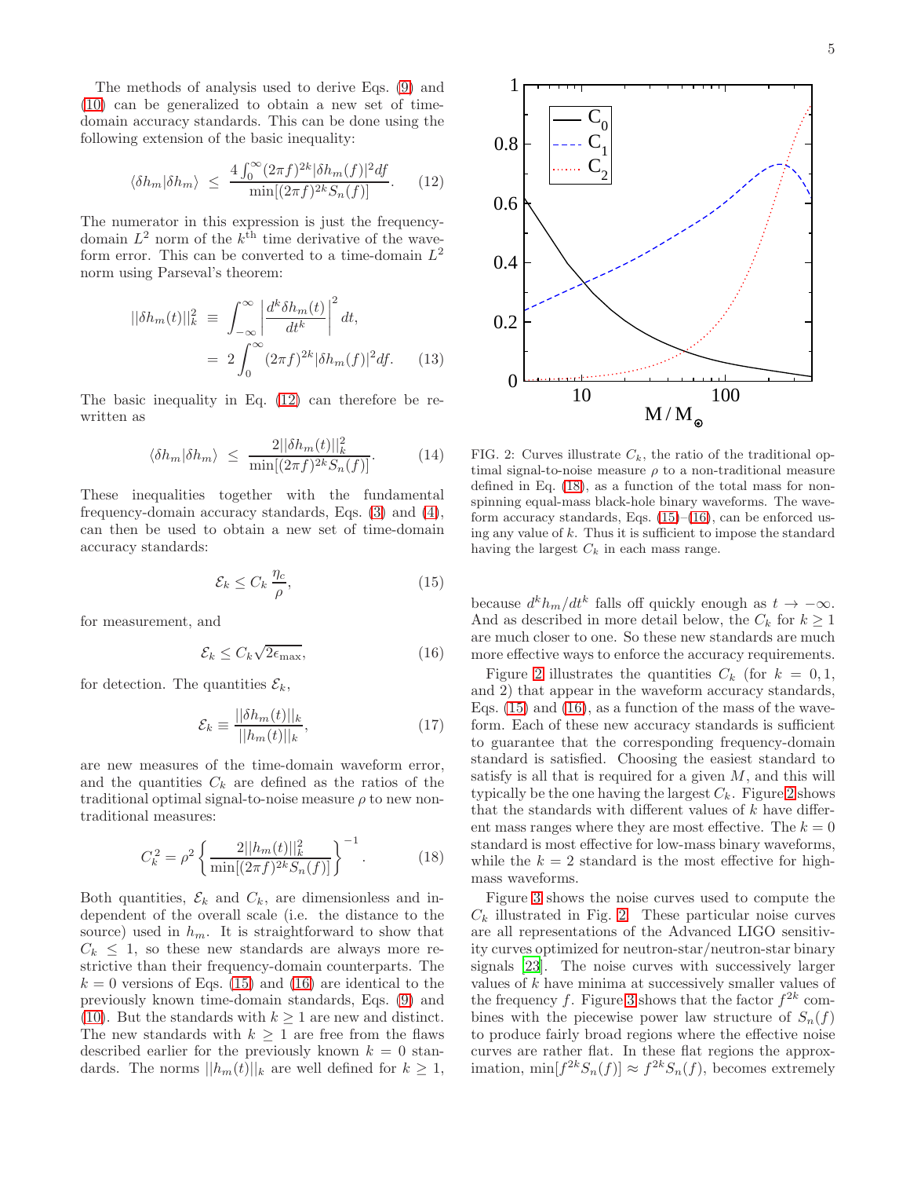The methods of analysis used to derive Eqs. (9) and (10) can be generalized to obtain a new set of time-domain accuracy standards. This can be done using the following extension of the basic inequality:

$$\langle \delta h_m | \delta h_m \rangle \;\le\; \frac{4\int_0^\infty (2\pi f)^{2k} |\delta h_m(f)|^2 df}{\min[(2\pi f)^{2k} S_n(f)]}. \qquad (12)$$

The numerator in this expression is just the frequency-domain $L^2$ norm of the $k^{\text{th}}$ time derivative of the waveform error. This can be converted to a time-domain $L^2$ norm using Parseval's theorem:

$$\begin{aligned} ||\delta h_m(t)||_k^2 \;&\equiv\; \int_{-\infty}^{\infty} \left| \frac{d^k \delta h_m(t)}{dt^k} \right|^2 dt, \\ &=\; 2\int_0^\infty (2\pi f)^{2k} |\delta h_m(f)|^2 df. \end{aligned} \qquad (13)$$

The basic inequality in Eq. (12) can therefore be rewritten as

$$\langle \delta h_m | \delta h_m \rangle \;\le\; \frac{2||\delta h_m(t)||_k^2}{\min[(2\pi f)^{2k} S_n(f)]}. \qquad (14)$$

These inequalities together with the fundamental frequency-domain accuracy standards, Eqs. (3) and (4), can then be used to obtain a new set of time-domain accuracy standards:

$$\mathcal{E}_k \le C_k \frac{\eta_c}{\rho}, \qquad (15)$$

for measurement, and

$$\mathcal{E}_k \le C_k \sqrt{2\epsilon_{\max}}, \qquad (16)$$

for detection. The quantities $\mathcal{E}_k$,

$$\mathcal{E}_k \equiv \frac{||\delta h_m(t)||_k}{||h_m(t)||_k}, \qquad (17)$$

are new measures of the time-domain waveform error, and the quantities $C_k$ are defined as the ratios of the traditional optimal signal-to-noise measure $\rho$ to new non-traditional measures:

$$C_k^2 = \rho^2 \left\{ \frac{2||h_m(t)||_k^2}{\min[(2\pi f)^{2k} S_n(f)]} \right\}^{-1}. \qquad (18)$$

Both quantities, $\mathcal{E}_k$ and $C_k$, are dimensionless and independent of the overall scale (i.e. the distance to the source) used in $h_m$. It is straightforward to show that $C_k \le 1$, so these new standards are always more restrictive than their frequency-domain counterparts. The $k = 0$ versions of Eqs. (15) and (16) are identical to the previously known time-domain standards, Eqs. (9) and (10). But the standards with $k \ge 1$ are new and distinct. The new standards with $k \ge 1$ are free from the flaws described earlier for the previously known $k = 0$ standards. The norms $||h_m(t)||_k$ are well defined for $k \ge 1$, because $d^k h_m/dt^k$ falls off quickly enough as $t \to -\infty$. And as described in more detail below, the $C_k$ for $k \ge 1$ are much closer to one. So these new standards are much more effective ways to enforce the accuracy requirements.

FIG. 2: Curves illustrate $C_k$, the ratio of the traditional optimal signal-to-noise measure $\rho$ to a non-traditional measure defined in Eq. (18), as a function of the total mass for non-spinning equal-mass black-hole binary waveforms. The waveform accuracy standards, Eqs. (15)–(16), can be enforced using any value of $k$. Thus it is sufficient to impose the standard having the largest $C_k$ in each mass range.

Figure 2 illustrates the quantities $C_k$ (for $k = 0, 1$, and 2) that appear in the waveform accuracy standards, Eqs. (15) and (16), as a function of the mass of the waveform. Each of these new accuracy standards is sufficient to guarantee that the corresponding frequency-domain standard is satisfied. Choosing the easiest standard to satisfy is all that is required for a given $M$, and this will typically be the one having the largest $C_k$. Figure 2 shows that the standards with different values of $k$ have different mass ranges where they are most effective. The $k = 0$ standard is most effective for low-mass binary waveforms, while the $k = 2$ standard is the most effective for high-mass waveforms.

Figure 3 shows the noise curves used to compute the $C_k$ illustrated in Fig. 2. These particular noise curves are all representations of the Advanced LIGO sensitivity curves optimized for neutron-star/neutron-star binary signals [23]. The noise curves with successively larger values of $k$ have minima at successively smaller values of the frequency $f$. Figure 3 shows that the factor $f^{2k}$ combines with the piecewise power law structure of $S_n(f)$ to produce fairly broad regions where the effective noise curves are rather flat. In these flat regions the approximation, $\min[f^{2k} S_n(f)] \approx f^{2k} S_n(f)$, becomes extremely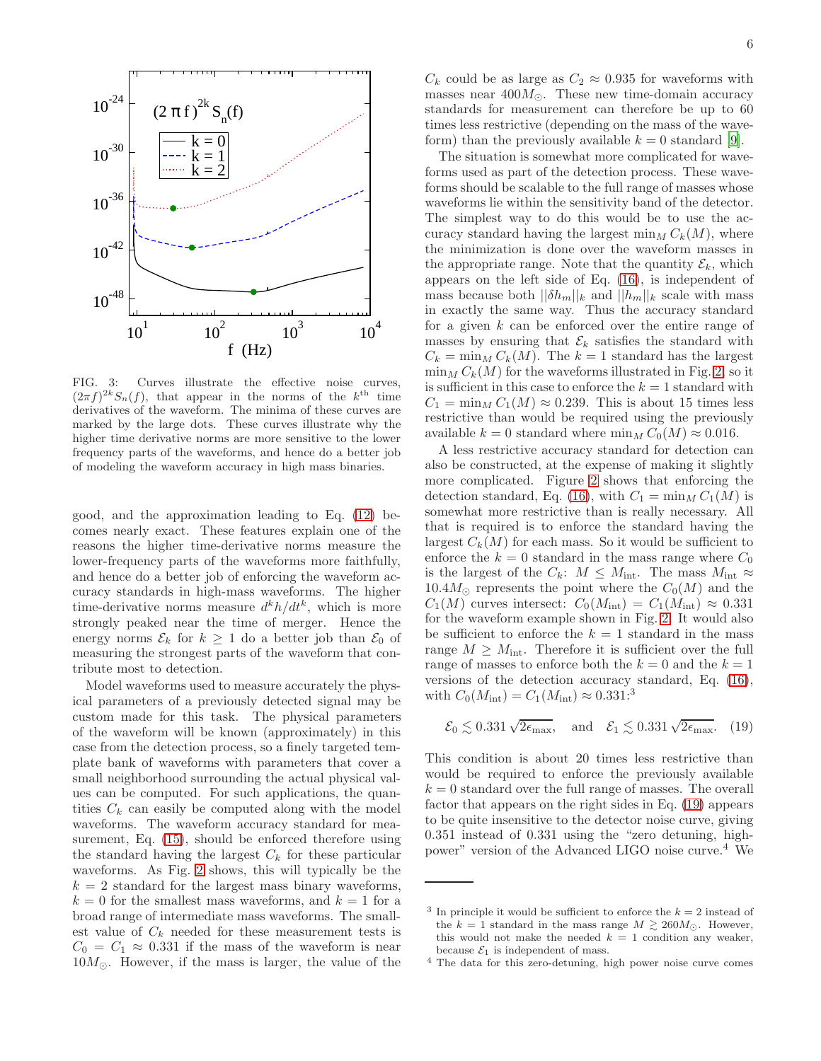FIG. 3: Curves illustrate the effective noise curves, $(2\pi f)^{2k} S_n(f)$, that appear in the norms of the $k^{\text{th}}$ time derivatives of the waveform. The minima of these curves are marked by the large dots. These curves illustrate why the higher time derivative norms are more sensitive to the lower frequency parts of the waveforms, and hence do a better job of modeling the waveform accuracy in high mass binaries.

good, and the approximation leading to Eq. (12) becomes nearly exact. These features explain one of the reasons the higher time-derivative norms measure the lower-frequency parts of the waveforms more faithfully, and hence do a better job of enforcing the waveform accuracy standards in high-mass waveforms. The higher time-derivative norms measure $d^k h/dt^k$, which is more strongly peaked near the time of merger. Hence the energy norms $\mathcal{E}_k$ for $k \geq 1$ do a better job than $\mathcal{E}_0$ of measuring the strongest parts of the waveform that contribute most to detection.

Model waveforms used to measure accurately the physical parameters of a previously detected signal may be custom made for this task. The physical parameters of the waveform will be known (approximately) in this case from the detection process, so a finely targeted template bank of waveforms with parameters that cover a small neighborhood surrounding the actual physical values can be computed. For such applications, the quantities $C_k$ can easily be computed along with the model waveforms. The waveform accuracy standard for measurement, Eq. (15), should be enforced therefore using the standard having the largest $C_k$ for these particular waveforms. As Fig. 2 shows, this will typically be the $k = 2$ standard for the largest mass binary waveforms, $k = 0$ for the smallest mass waveforms, and $k = 1$ for a broad range of intermediate mass waveforms. The smallest value of $C_k$ needed for these measurement tests is $C_0 = C_1 \approx 0.331$ if the mass of the waveform is near $10M_\odot$. However, if the mass is larger, the value of the $C_k$ could be as large as $C_2 \approx 0.935$ for waveforms with masses near $400M_\odot$. These new time-domain accuracy standards for measurement can therefore be up to 60 times less restrictive (depending on the mass of the waveform) than the previously available $k = 0$ standard [9].

The situation is somewhat more complicated for waveforms used as part of the detection process. These waveforms should be scalable to the full range of masses whose waveforms lie within the sensitivity band of the detector. The simplest way to do this would be to use the accuracy standard having the largest $\min_M C_k(M)$, where the minimization is done over the waveform masses in the appropriate range. Note that the quantity $\mathcal{E}_k$, which appears on the left side of Eq. (16), is independent of mass because both $||\delta h_m||_k$ and $||h_m||_k$ scale with mass in exactly the same way. Thus the accuracy standard for a given $k$ can be enforced over the entire range of masses by ensuring that $\mathcal{E}_k$ satisfies the standard with $C_k = \min_M C_k(M)$. The $k = 1$ standard has the largest $\min_M C_k(M)$ for the waveforms illustrated in Fig. 2, so it is sufficient in this case to enforce the $k = 1$ standard with $C_1 = \min_M C_1(M) \approx 0.239$. This is about 15 times less restrictive than would be required using the previously available $k = 0$ standard where $\min_M C_0(M) \approx 0.016$.

A less restrictive accuracy standard for detection can also be constructed, at the expense of making it slightly more complicated. Figure 2 shows that enforcing the detection standard, Eq. (16), with $C_1 = \min_M C_1(M)$ is somewhat more restrictive than is really necessary. All that is required is to enforce the standard having the largest $C_k(M)$ for each mass. So it would be sufficient to enforce the $k = 0$ standard in the mass range where $C_0$ is the largest of the $C_k$: $M \leq M_{\text{int}}$. The mass $M_{\text{int}} \approx 10.4M_\odot$ represents the point where the $C_0(M)$ and the $C_1(M)$ curves intersect: $C_0(M_{\text{int}}) = C_1(M_{\text{int}}) \approx 0.331$ for the waveform example shown in Fig. 2. It would also be sufficient to enforce the $k = 1$ standard in the mass range $M \geq M_{\text{int}}$. Therefore it is sufficient over the full range of masses to enforce both the $k = 0$ and the $k = 1$ versions of the detection accuracy standard, Eq. (16), with $C_0(M_{\text{int}}) = C_1(M_{\text{int}}) \approx 0.331$:[3]

$$\mathcal{E}_0 \lesssim 0.331\sqrt{2\epsilon_{\max}}, \quad \text{and} \quad \mathcal{E}_1 \lesssim 0.331\sqrt{2\epsilon_{\max}}. \quad (19)$$

This condition is about 20 times less restrictive than would be required to enforce the previously available $k = 0$ standard over the full range of masses. The overall factor that appears on the right sides in Eq. (19) appears to be quite insensitive to the detector noise curve, giving 0.351 instead of 0.331 using the "zero detuning, high-power" version of the Advanced LIGO noise curve.[4] We

---

[3] In principle it would be sufficient to enforce the $k = 2$ instead of the $k = 1$ standard in the mass range $M \gtrsim 260M_\odot$. However, this would not make the needed $k = 1$ condition any weaker, because $\mathcal{E}_1$ is independent of mass.

[4] The data for this zero-detuning, high power noise curve comes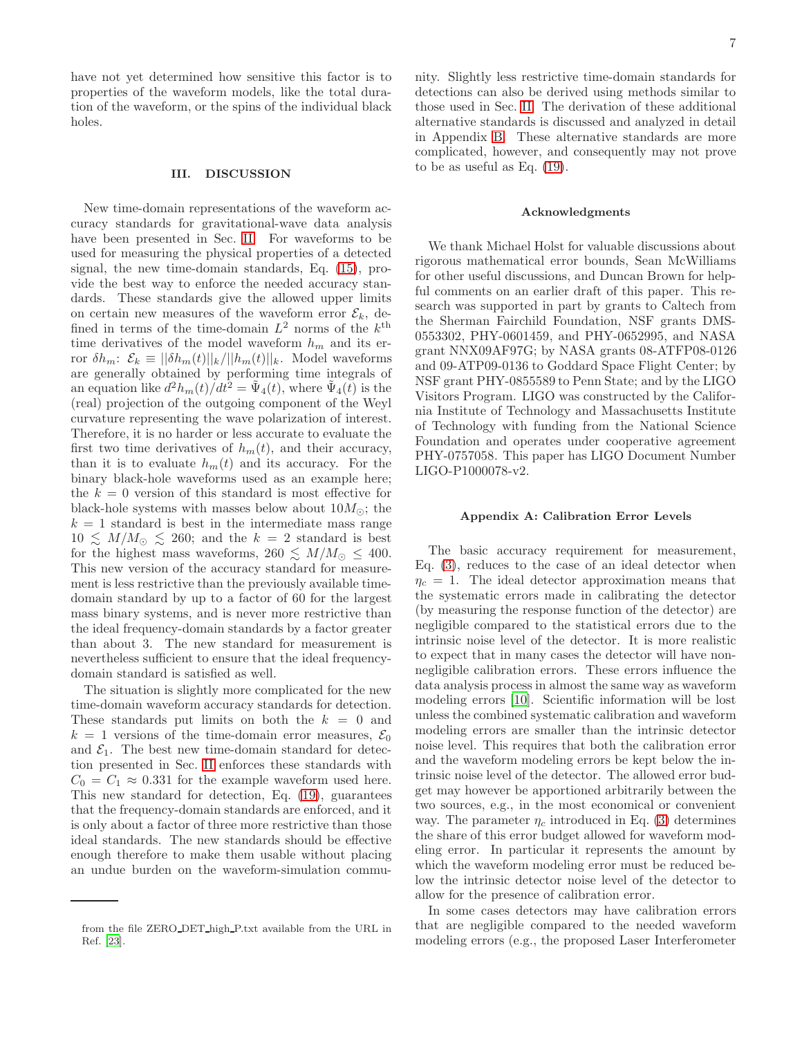have not yet determined how sensitive this factor is to properties of the waveform models, like the total duration of the waveform, or the spins of the individual black holes.

## III. DISCUSSION

New time-domain representations of the waveform accuracy standards for gravitational-wave data analysis have been presented in Sec. II. For waveforms to be used for measuring the physical properties of a detected signal, the new time-domain standards, Eq. (15), provide the best way to enforce the needed accuracy standards. These standards give the allowed upper limits on certain new measures of the waveform error $\mathcal{E}_k$, defined in terms of the time-domain $L^2$ norms of the $k^{\text{th}}$ time derivatives of the model waveform $h_m$ and its error $\delta h_m$: $\mathcal{E}_k \equiv ||\delta h_m(t)||_k/||h_m(t)||_k$. Model waveforms are generally obtained by performing time integrals of an equation like $d^2h_m(t)/dt^2 = \tilde{\Psi}_4(t)$, where $\tilde{\Psi}_4(t)$ is the (real) projection of the outgoing component of the Weyl curvature representing the wave polarization of interest. Therefore, it is no harder or less accurate to evaluate the first two time derivatives of $h_m(t)$, and their accuracy, than it is to evaluate $h_m(t)$ and its accuracy. For the binary black-hole waveforms used as an example here; the $k = 0$ version of this standard is most effective for black-hole systems with masses below about $10M_\odot$; the $k = 1$ standard is best in the intermediate mass range $10 \lesssim M/M_\odot \lesssim 260$; and the $k = 2$ standard is best for the highest mass waveforms, $260 \lesssim M/M_\odot \leq 400$. This new version of the accuracy standard for measurement is less restrictive than the previously available time-domain standard by up to a factor of 60 for the largest mass binary systems, and is never more restrictive than the ideal frequency-domain standards by a factor greater than about 3. The new standard for measurement is nevertheless sufficient to ensure that the ideal frequency-domain standard is satisfied as well.

The situation is slightly more complicated for the new time-domain waveform accuracy standards for detection. These standards put limits on both the $k = 0$ and $k = 1$ versions of the time-domain error measures, $\mathcal{E}_0$ and $\mathcal{E}_1$. The best new time-domain standard for detection presented in Sec. II enforces these standards with $C_0 = C_1 \approx 0.331$ for the example waveform used here. This new standard for detection, Eq. (19), guarantees that the frequency-domain standards are enforced, and it is only about a factor of three more restrictive than those ideal standards. The new standards should be effective enough therefore to make them usable without placing an undue burden on the waveform-simulation community. Slightly less restrictive time-domain standards for detections can also be derived using methods similar to those used in Sec. II. The derivation of these additional alternative standards is discussed and analyzed in detail in Appendix B. These alternative standards are more complicated, however, and consequently may not prove to be as useful as Eq. (19).

### Acknowledgments

We thank Michael Holst for valuable discussions about rigorous mathematical error bounds, Sean McWilliams for other useful discussions, and Duncan Brown for helpful comments on an earlier draft of this paper. This research was supported in part by grants to Caltech from the Sherman Fairchild Foundation, NSF grants DMS-0553302, PHY-0601459, and PHY-0652995, and NASA grant NNX09AF97G; by NASA grants 08-ATFP08-0126 and 09-ATP09-0136 to Goddard Space Flight Center; by NSF grant PHY-0855589 to Penn State; and by the LIGO Visitors Program. LIGO was constructed by the California Institute of Technology and Massachusetts Institute of Technology with funding from the National Science Foundation and operates under cooperative agreement PHY-0757058. This paper has LIGO Document Number LIGO-P1000078-v2.

### Appendix A: Calibration Error Levels

The basic accuracy requirement for measurement, Eq. (3), reduces to the case of an ideal detector when $\eta_c = 1$. The ideal detector approximation means that the systematic errors made in calibrating the detector (by measuring the response function of the detector) are negligible compared to the statistical errors due to the intrinsic noise level of the detector. It is more realistic to expect that in many cases the detector will have non-negligible calibration errors. These errors influence the data analysis process in almost the same way as waveform modeling errors [10]. Scientific information will be lost unless the combined systematic calibration and waveform modeling errors are smaller than the intrinsic detector noise level. This requires that both the calibration error and the waveform modeling errors be kept below the intrinsic noise level of the detector. The allowed error budget may however be apportioned arbitrarily between the two sources, e.g., in the most economical or convenient way. The parameter $\eta_c$ introduced in Eq. (3) determines the share of this error budget allowed for waveform modeling error. In particular it represents the amount by which the waveform modeling error must be reduced below the intrinsic detector noise level of the detector to allow for the presence of calibration error.

In some cases detectors may have calibration errors that are negligible compared to the needed waveform modeling errors (e.g., the proposed Laser Interferometer

from the file ZERO_DET_high_P.txt available from the URL in Ref. [23].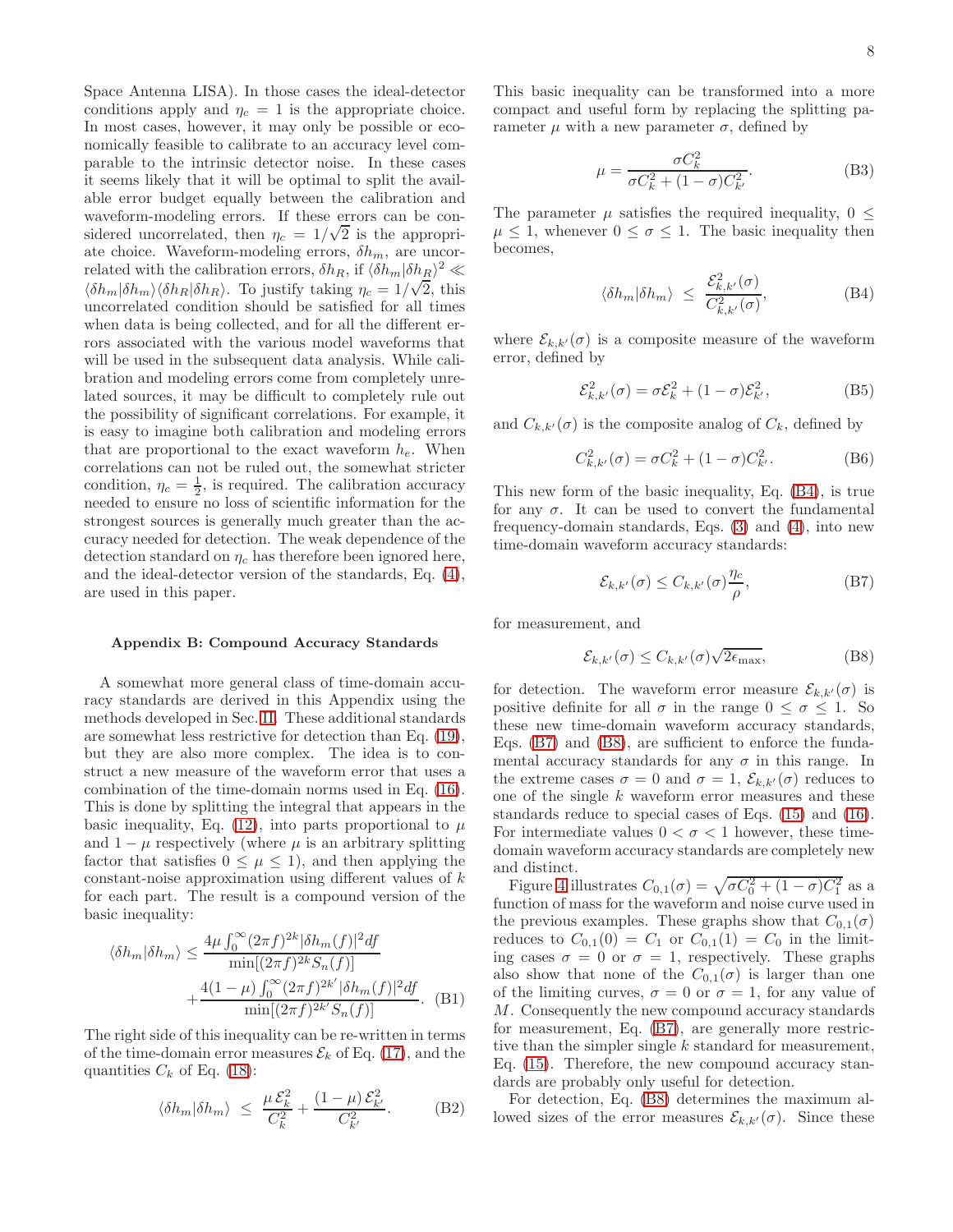Space Antenna LISA). In those cases the ideal-detector conditions apply and $\eta_c = 1$ is the appropriate choice. In most cases, however, it may only be possible or economically feasible to calibrate to an accuracy level comparable to the intrinsic detector noise. In these cases it seems likely that it will be optimal to split the available error budget equally between the calibration and waveform-modeling errors. If these errors can be considered uncorrelated, then $\eta_c = 1/\sqrt{2}$ is the appropriate choice. Waveform-modeling errors, $\delta h_m$, are uncorrelated with the calibration errors, $\delta h_R$, if $\langle \delta h_m | \delta h_R \rangle^2 \ll \langle \delta h_m | \delta h_m \rangle \langle \delta h_R | \delta h_R \rangle$. To justify taking $\eta_c = 1/\sqrt{2}$, this uncorrelated condition should be satisfied for all times when data is being collected, and for all the different errors associated with the various model waveforms that will be used in the subsequent data analysis. While calibration and modeling errors come from completely unrelated sources, it may be difficult to completely rule out the possibility of significant correlations. For example, it is easy to imagine both calibration and modeling errors that are proportional to the exact waveform $h_e$. When correlations can not be ruled out, the somewhat stricter condition, $\eta_c = \frac{1}{2}$, is required. The calibration accuracy needed to ensure no loss of scientific information for the strongest sources is generally much greater than the accuracy needed for detection. The weak dependence of the detection standard on $\eta_c$ has therefore been ignored here, and the ideal-detector version of the standards, Eq. (4), are used in this paper.

### Appendix B: Compound Accuracy Standards

A somewhat more general class of time-domain accuracy standards are derived in this Appendix using the methods developed in Sec. III. These additional standards are somewhat less restrictive for detection than Eq. (19), but they are also more complex. The idea is to construct a new measure of the waveform error that uses a combination of the time-domain norms used in Eq. (16). This is done by splitting the integral that appears in the basic inequality, Eq. (12), into parts proportional to $\mu$ and $1-\mu$ respectively (where $\mu$ is an arbitrary splitting factor that satisfies $0 \leq \mu \leq 1$), and then applying the constant-noise approximation using different values of $k$ for each part. The result is a compound version of the basic inequality:

$$\langle \delta h_m | \delta h_m \rangle \leq \frac{4\mu \int_0^\infty (2\pi f)^{2k} |\delta h_m(f)|^2 df}{\min[(2\pi f)^{2k} S_n(f)]} + \frac{4(1-\mu)\int_0^\infty (2\pi f)^{2k'} |\delta h_m(f)|^2 df}{\min[(2\pi f)^{2k'} S_n(f)]}. \quad \text{(B1)}$$

The right side of this inequality can be re-written in terms of the time-domain error measures $\mathcal{E}_k$ of Eq. (17), and the quantities $C_k$ of Eq. (18):

$$\langle \delta h_m | \delta h_m \rangle \leq \frac{\mu\, \mathcal{E}_k^2}{C_k^2} + \frac{(1-\mu)\, \mathcal{E}_{k'}^2}{C_{k'}^2}. \quad \text{(B2)}$$

This basic inequality can be transformed into a more compact and useful form by replacing the splitting parameter $\mu$ with a new parameter $\sigma$, defined by

$$\mu = \frac{\sigma C_k^2}{\sigma C_k^2 + (1-\sigma) C_{k'}^2}. \quad \text{(B3)}$$

The parameter $\mu$ satisfies the required inequality, $0 \leq \mu \leq 1$, whenever $0 \leq \sigma \leq 1$. The basic inequality then becomes,

$$\langle \delta h_m | \delta h_m \rangle \leq \frac{\mathcal{E}_{k,k'}^2(\sigma)}{C_{k,k'}^2(\sigma)}, \quad \text{(B4)}$$

where $\mathcal{E}_{k,k'}(\sigma)$ is a composite measure of the waveform error, defined by

$$\mathcal{E}_{k,k'}^2(\sigma) = \sigma \mathcal{E}_k^2 + (1-\sigma)\mathcal{E}_{k'}^2, \quad \text{(B5)}$$

and $C_{k,k'}(\sigma)$ is the composite analog of $C_k$, defined by

$$C_{k,k'}^2(\sigma) = \sigma C_k^2 + (1-\sigma) C_{k'}^2. \quad \text{(B6)}$$

This new form of the basic inequality, Eq. (B4), is true for any $\sigma$. It can be used to convert the fundamental frequency-domain standards, Eqs. (3) and (4), into new time-domain waveform accuracy standards:

$$\mathcal{E}_{k,k'}(\sigma) \leq C_{k,k'}(\sigma)\frac{\eta_c}{\rho}, \quad \text{(B7)}$$

for measurement, and

$$\mathcal{E}_{k,k'}(\sigma) \leq C_{k,k'}(\sigma)\sqrt{2\epsilon_{\max}}, \quad \text{(B8)}$$

for detection. The waveform error measure $\mathcal{E}_{k,k'}(\sigma)$ is positive definite for all $\sigma$ in the range $0 \leq \sigma \leq 1$. So these new time-domain waveform accuracy standards, Eqs. (B7) and (B8), are sufficient to enforce the fundamental accuracy standards for any $\sigma$ in this range. In the extreme cases $\sigma = 0$ and $\sigma = 1$, $\mathcal{E}_{k,k'}(\sigma)$ reduces to one of the single $k$ waveform error measures and these standards reduce to special cases of Eqs. (15) and (16). For intermediate values $0 < \sigma < 1$ however, these time-domain waveform accuracy standards are completely new and distinct.

Figure 4 illustrates $C_{0,1}(\sigma) = \sqrt{\sigma C_0^2 + (1-\sigma)C_1^2}$ as a function of mass for the waveform and noise curve used in the previous examples. These graphs show that $C_{0,1}(\sigma)$ reduces to $C_{0,1}(0) = C_1$ or $C_{0,1}(1) = C_0$ in the limiting cases $\sigma = 0$ or $\sigma = 1$, respectively. These graphs also show that none of the $C_{0,1}(\sigma)$ is larger than one of the limiting curves, $\sigma = 0$ or $\sigma = 1$, for any value of $M$. Consequently the new compound accuracy standards for measurement, Eq. (B7), are generally more restrictive than the simpler single $k$ standard for measurement, Eq. (15). Therefore, the new compound accuracy standards are probably only useful for detection.

For detection, Eq. (B8) determines the maximum allowed sizes of the error measures $\mathcal{E}_{k,k'}(\sigma)$. Since these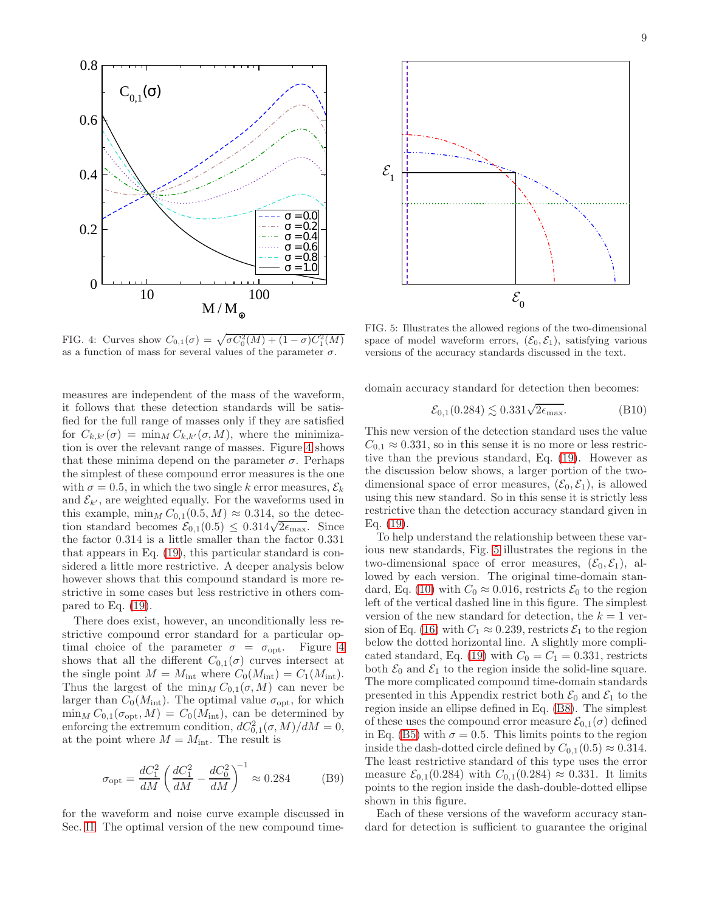FIG. 4: Curves show $C_{0,1}(\sigma) = \sqrt{\sigma C_0^2(M) + (1-\sigma)C_1^2(M)}$ as a function of mass for several values of the parameter $\sigma$.

FIG. 5: Illustrates the allowed regions of the two-dimensional space of model waveform errors, $(\mathcal{E}_0, \mathcal{E}_1)$, satisfying various versions of the accuracy standards discussed in the text.

measures are independent of the mass of the waveform, it follows that these detection standards will be satisfied for the full range of masses only if they are satisfied for $C_{k,k'}(\sigma) = \min_M C_{k,k'}(\sigma, M)$, where the minimization is over the relevant range of masses. Figure 4 shows that these minima depend on the parameter $\sigma$. Perhaps the simplest of these compound error measures is the one with $\sigma = 0.5$, in which the two single $k$ error measures, $\mathcal{E}_k$ and $\mathcal{E}_{k'}$, are weighted equally. For the waveforms used in this example, $\min_M C_{0,1}(0.5, M) \approx 0.314$, so the detection standard becomes $\mathcal{E}_{0,1}(0.5) \leq 0.314\sqrt{2\epsilon_{\max}}$. Since the factor 0.314 is a little smaller than the factor 0.331 that appears in Eq. (19), this particular standard is considered a little more restrictive. A deeper analysis below however shows that this compound standard is more restrictive in some cases but less restrictive in others compared to Eq. (19).

There does exist, however, an unconditionally less restrictive compound error standard for a particular optimal choice of the parameter $\sigma = \sigma_{\rm opt}$. Figure 4 shows that all the different $C_{0,1}(\sigma)$ curves intersect at the single point $M = M_{\rm int}$ where $C_0(M_{\rm int}) = C_1(M_{\rm int})$. Thus the largest of the $\min_M C_{0,1}(\sigma, M)$ can never be larger than $C_0(M_{\rm int})$. The optimal value $\sigma_{\rm opt}$, for which $\min_M C_{0,1}(\sigma_{\rm opt}, M) = C_0(M_{\rm int})$, can be determined by enforcing the extremum condition, $dC_{0,1}^2(\sigma, M)/dM = 0$, at the point where $M = M_{\rm int}$. The result is

$$\sigma_{\rm opt} = \frac{dC_1^2}{dM}\left(\frac{dC_1^2}{dM} - \frac{dC_0^2}{dM}\right)^{-1} \approx 0.284 \tag{B9}$$

for the waveform and noise curve example discussed in Sec. II. The optimal version of the new compound time-domain accuracy standard for detection then becomes:

$$\mathcal{E}_{0,1}(0.284) \lesssim 0.331\sqrt{2\epsilon_{\max}}. \tag{B10}$$

This new version of the detection standard uses the value $C_{0,1} \approx 0.331$, so in this sense it is no more or less restrictive than the previous standard, Eq. (19). However as the discussion below shows, a larger portion of the two-dimensional space of error measures, $(\mathcal{E}_0, \mathcal{E}_1)$, is allowed using this new standard. So in this sense it is strictly less restrictive than the detection accuracy standard given in Eq. (19).

To help understand the relationship between these various new standards, Fig. 5 illustrates the regions in the two-dimensional space of error measures, $(\mathcal{E}_0, \mathcal{E}_1)$, allowed by each version. The original time-domain standard, Eq. (10) with $C_0 \approx 0.016$, restricts $\mathcal{E}_0$ to the region left of the vertical dashed line in this figure. The simplest version of the new standard for detection, the $k = 1$ version of Eq. (16) with $C_1 \approx 0.239$, restricts $\mathcal{E}_1$ to the region below the dotted horizontal line. A slightly more complicated standard, Eq. (19) with $C_0 = C_1 = 0.331$, restricts both $\mathcal{E}_0$ and $\mathcal{E}_1$ to the region inside the solid-line square. The more complicated compound time-domain standards presented in this Appendix restrict both $\mathcal{E}_0$ and $\mathcal{E}_1$ to the region inside an ellipse defined in Eq. (B8). The simplest of these uses the compound error measure $\mathcal{E}_{0,1}(\sigma)$ defined in Eq. (B5) with $\sigma = 0.5$. This limits points to the region inside the dash-dotted circle defined by $C_{0,1}(0.5) \approx 0.314$. The least restrictive standard of this type uses the error measure $\mathcal{E}_{0,1}(0.284)$ with $C_{0,1}(0.284) \approx 0.331$. It limits points to the region inside the dash-double-dotted ellipse shown in this figure.

Each of these versions of the waveform accuracy standard for detection is sufficient to guarantee the original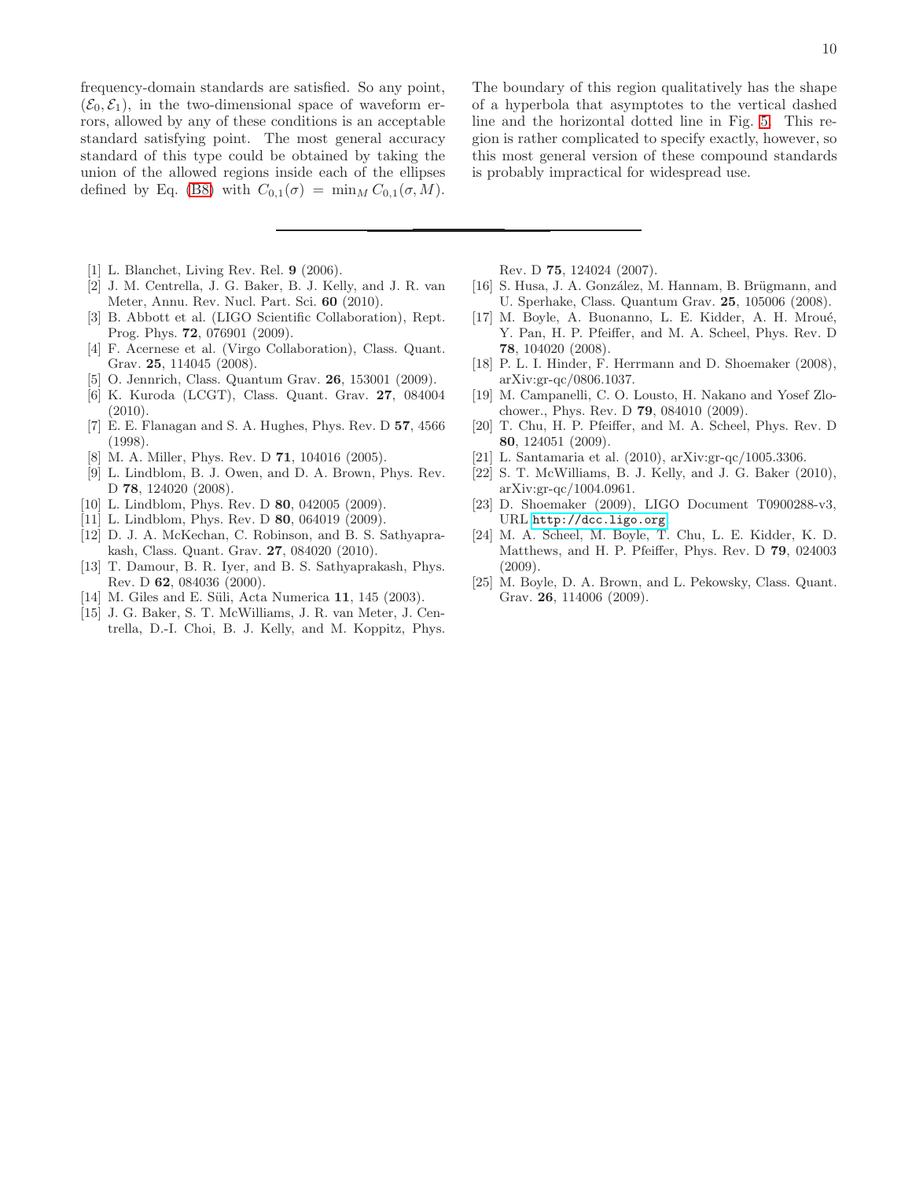frequency-domain standards are satisfied. So any point, $(\mathcal{E}_0, \mathcal{E}_1)$, in the two-dimensional space of waveform errors, allowed by any of these conditions is an acceptable standard satisfying point. The most general accuracy standard of this type could be obtained by taking the union of the allowed regions inside each of the ellipses defined by Eq. (B8) with $C_{0,1}(\sigma) = \min_M C_{0,1}(\sigma, M)$. The boundary of this region qualitatively has the shape of a hyperbola that asymptotes to the vertical dashed line and the horizontal dotted line in Fig. 5. This region is rather complicated to specify exactly, however, so this most general version of these compound standards is probably impractical for widespread use.

---

[1] L. Blanchet, Living Rev. Rel. **9** (2006).

[2] J. M. Centrella, J. G. Baker, B. J. Kelly, and J. R. van Meter, Annu. Rev. Nucl. Part. Sci. **60** (2010).

[3] B. Abbott et al. (LIGO Scientific Collaboration), Rept. Prog. Phys. **72**, 076901 (2009).

[4] F. Acernese et al. (Virgo Collaboration), Class. Quant. Grav. **25**, 114045 (2008).

[5] O. Jennrich, Class. Quantum Grav. **26**, 153001 (2009).

[6] K. Kuroda (LCGT), Class. Quant. Grav. **27**, 084004 (2010).

[7] E. E. Flanagan and S. A. Hughes, Phys. Rev. D **57**, 4566 (1998).

[8] M. A. Miller, Phys. Rev. D **71**, 104016 (2005).

[9] L. Lindblom, B. J. Owen, and D. A. Brown, Phys. Rev. D **78**, 124020 (2008).

[10] L. Lindblom, Phys. Rev. D **80**, 042005 (2009).

[11] L. Lindblom, Phys. Rev. D **80**, 064019 (2009).

[12] D. J. A. McKechan, C. Robinson, and B. S. Sathyaprakash, Class. Quant. Grav. **27**, 084020 (2010).

[13] T. Damour, B. R. Iyer, and B. S. Sathyaprakash, Phys. Rev. D **62**, 084036 (2000).

[14] M. Giles and E. Süli, Acta Numerica **11**, 145 (2003).

[15] J. G. Baker, S. T. McWilliams, J. R. van Meter, J. Centrella, D.-I. Choi, B. J. Kelly, and M. Koppitz, Phys. Rev. D **75**, 124024 (2007).

[16] S. Husa, J. A. González, M. Hannam, B. Brügmann, and U. Sperhake, Class. Quantum Grav. **25**, 105006 (2008).

[17] M. Boyle, A. Buonanno, L. E. Kidder, A. H. Mroué, Y. Pan, H. P. Pfeiffer, and M. A. Scheel, Phys. Rev. D **78**, 104020 (2008).

[18] P. L. I. Hinder, F. Herrmann and D. Shoemaker (2008), arXiv:gr-qc/0806.1037.

[19] M. Campanelli, C. O. Lousto, H. Nakano and Yosef Zlochower., Phys. Rev. D **79**, 084010 (2009).

[20] T. Chu, H. P. Pfeiffer, and M. A. Scheel, Phys. Rev. D **80**, 124051 (2009).

[21] L. Santamaria et al. (2010), arXiv:gr-qc/1005.3306.

[22] S. T. McWilliams, B. J. Kelly, and J. G. Baker (2010), arXiv:gr-qc/1004.0961.

[23] D. Shoemaker (2009), LIGO Document T0900288-v3, URL http://dcc.ligo.org.

[24] M. A. Scheel, M. Boyle, T. Chu, L. E. Kidder, K. D. Matthews, and H. P. Pfeiffer, Phys. Rev. D **79**, 024003 (2009).

[25] M. Boyle, D. A. Brown, and L. Pekowsky, Class. Quant. Grav. **26**, 114006 (2009).